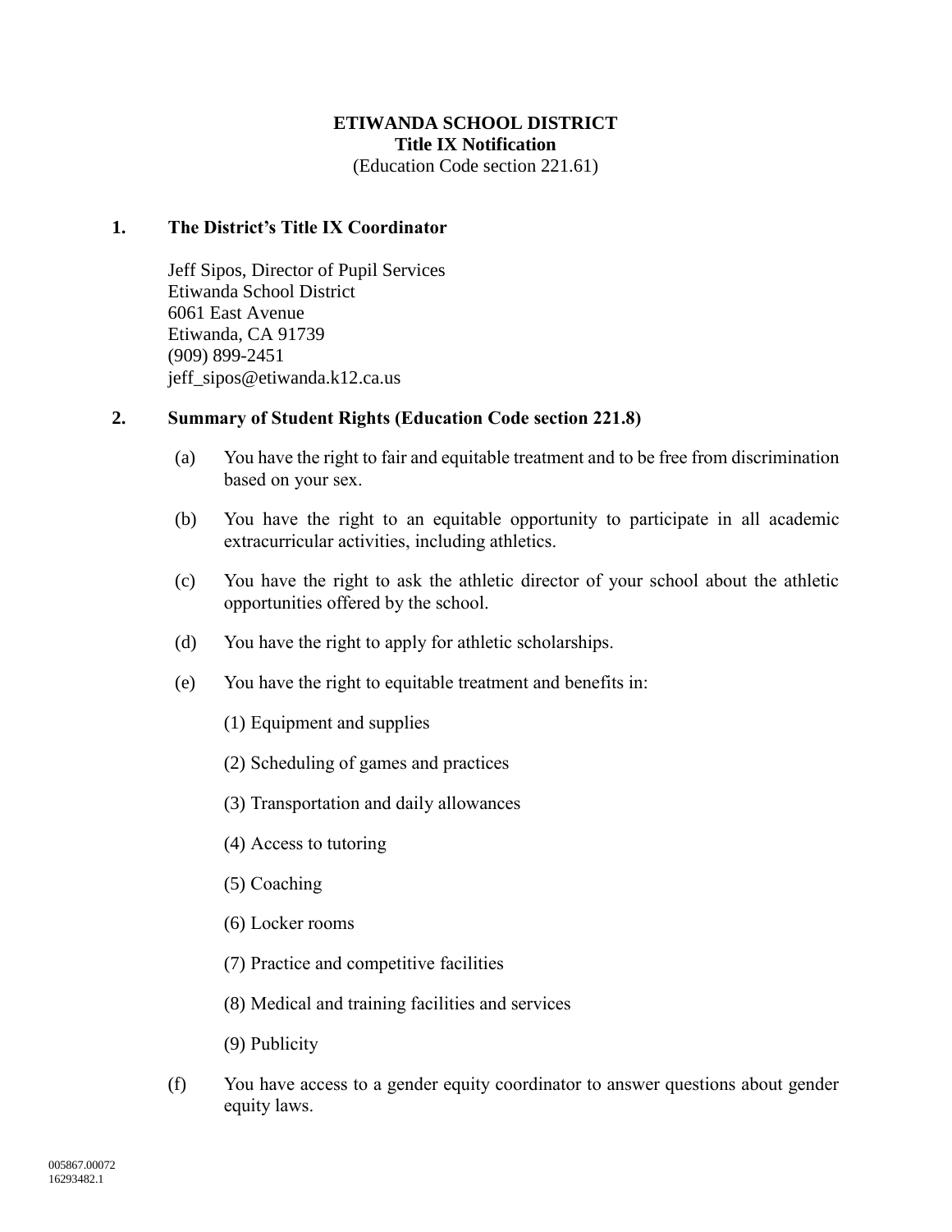# ETIWANDA SCHOOL DISTRICT

## Title IX Notification

(Education Code section 221.61)

### 1. The District's Title IX Coordinator

Jeff Sipos, Director of Pupil Services
Etiwanda School District
6061 East Avenue
Etiwanda, CA 91739
(909) 899-2451
jeff_sipos@etiwanda.k12.ca.us

### 2. Summary of Student Rights (Education Code section 221.8)

(a) You have the right to fair and equitable treatment and to be free from discrimination based on your sex.

(b) You have the right to an equitable opportunity to participate in all academic extracurricular activities, including athletics.

(c) You have the right to ask the athletic director of your school about the athletic opportunities offered by the school.

(d) You have the right to apply for athletic scholarships.

(e) You have the right to equitable treatment and benefits in:

(1) Equipment and supplies

(2) Scheduling of games and practices

(3) Transportation and daily allowances

(4) Access to tutoring

(5) Coaching

(6) Locker rooms

(7) Practice and competitive facilities

(8) Medical and training facilities and services

(9) Publicity

(f) You have access to a gender equity coordinator to answer questions about gender equity laws.

005867.00072
16293482.1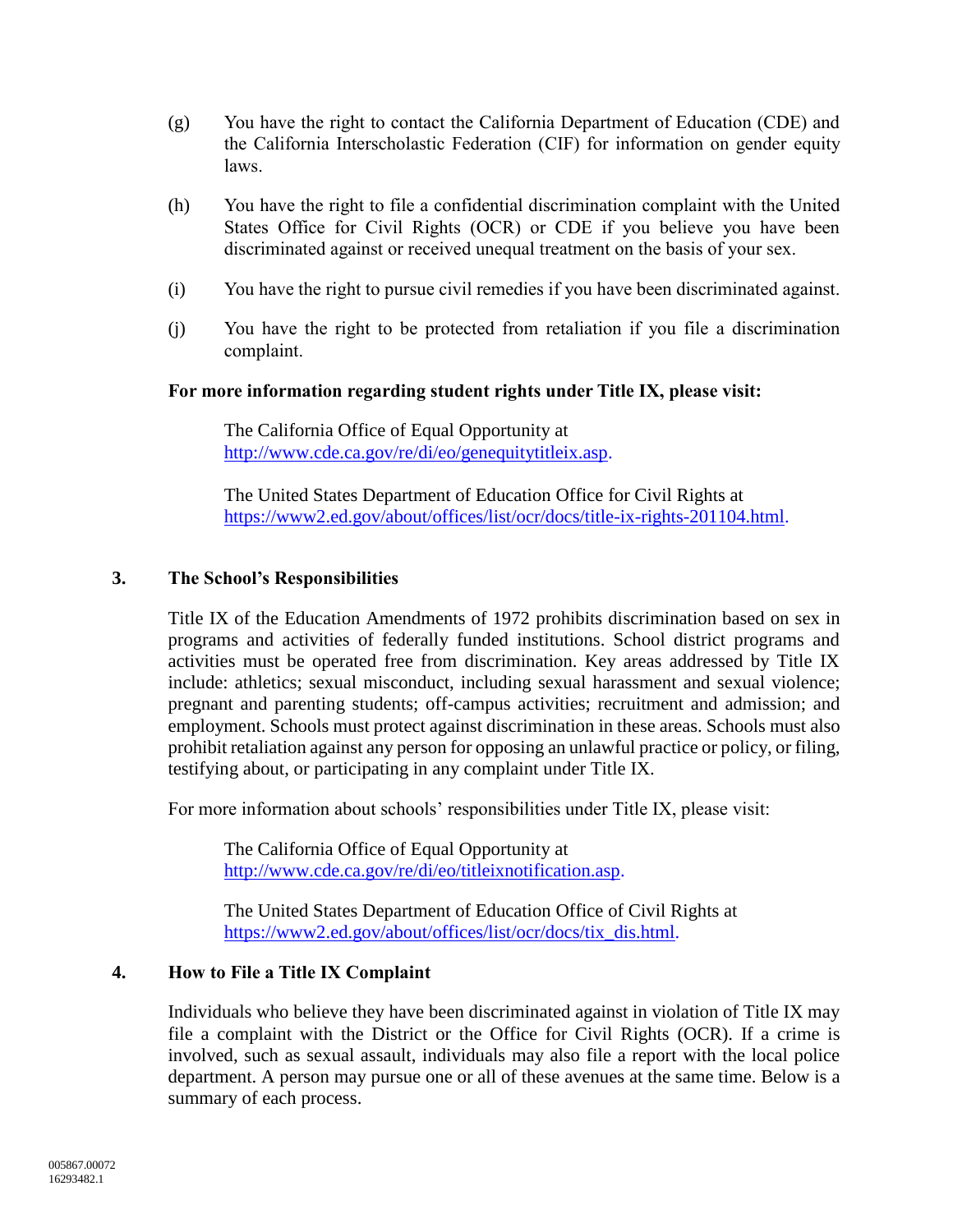(g) You have the right to contact the California Department of Education (CDE) and the California Interscholastic Federation (CIF) for information on gender equity laws.

(h) You have the right to file a confidential discrimination complaint with the United States Office for Civil Rights (OCR) or CDE if you believe you have been discriminated against or received unequal treatment on the basis of your sex.

(i) You have the right to pursue civil remedies if you have been discriminated against.

(j) You have the right to be protected from retaliation if you file a discrimination complaint.

**For more information regarding student rights under Title IX, please visit:**

The California Office of Equal Opportunity at
http://www.cde.ca.gov/re/di/eo/genequitytitleix.asp.

The United States Department of Education Office for Civil Rights at
https://www2.ed.gov/about/offices/list/ocr/docs/title-ix-rights-201104.html.

## 3. The School's Responsibilities

Title IX of the Education Amendments of 1972 prohibits discrimination based on sex in programs and activities of federally funded institutions. School district programs and activities must be operated free from discrimination. Key areas addressed by Title IX include: athletics; sexual misconduct, including sexual harassment and sexual violence; pregnant and parenting students; off-campus activities; recruitment and admission; and employment. Schools must protect against discrimination in these areas. Schools must also prohibit retaliation against any person for opposing an unlawful practice or policy, or filing, testifying about, or participating in any complaint under Title IX.

For more information about schools' responsibilities under Title IX, please visit:

The California Office of Equal Opportunity at
http://www.cde.ca.gov/re/di/eo/titleixnotification.asp.

The United States Department of Education Office of Civil Rights at
https://www2.ed.gov/about/offices/list/ocr/docs/tix_dis.html.

## 4. How to File a Title IX Complaint

Individuals who believe they have been discriminated against in violation of Title IX may file a complaint with the District or the Office for Civil Rights (OCR). If a crime is involved, such as sexual assault, individuals may also file a report with the local police department. A person may pursue one or all of these avenues at the same time. Below is a summary of each process.

005867.00072
16293482.1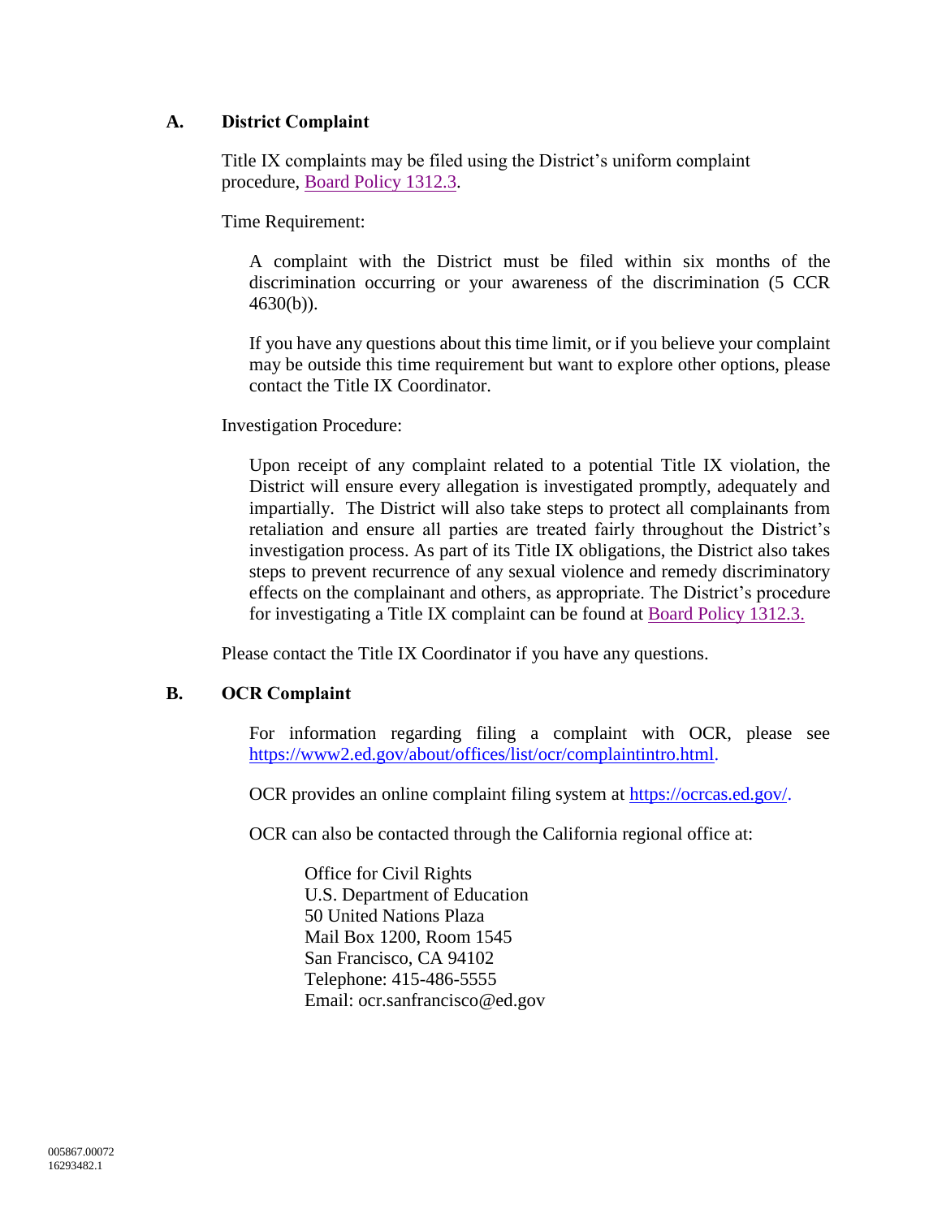## A. District Complaint

Title IX complaints may be filed using the District's uniform complaint procedure, [Board Policy 1312.3](Board Policy 1312.3).

Time Requirement:

A complaint with the District must be filed within six months of the discrimination occurring or your awareness of the discrimination (5 CCR 4630(b)).

If you have any questions about this time limit, or if you believe your complaint may be outside this time requirement but want to explore other options, please contact the Title IX Coordinator.

Investigation Procedure:

Upon receipt of any complaint related to a potential Title IX violation, the District will ensure every allegation is investigated promptly, adequately and impartially. The District will also take steps to protect all complainants from retaliation and ensure all parties are treated fairly throughout the District's investigation process. As part of its Title IX obligations, the District also takes steps to prevent recurrence of any sexual violence and remedy discriminatory effects on the complainant and others, as appropriate. The District's procedure for investigating a Title IX complaint can be found at Board Policy 1312.3.

Please contact the Title IX Coordinator if you have any questions.

## B. OCR Complaint

For information regarding filing a complaint with OCR, please see https://www2.ed.gov/about/offices/list/ocr/complaintintro.html.

OCR provides an online complaint filing system at https://ocrcas.ed.gov/.

OCR can also be contacted through the California regional office at:

Office for Civil Rights
U.S. Department of Education
50 United Nations Plaza
Mail Box 1200, Room 1545
San Francisco, CA 94102
Telephone: 415-486-5555
Email: ocr.sanfrancisco@ed.gov

005867.00072
16293482.1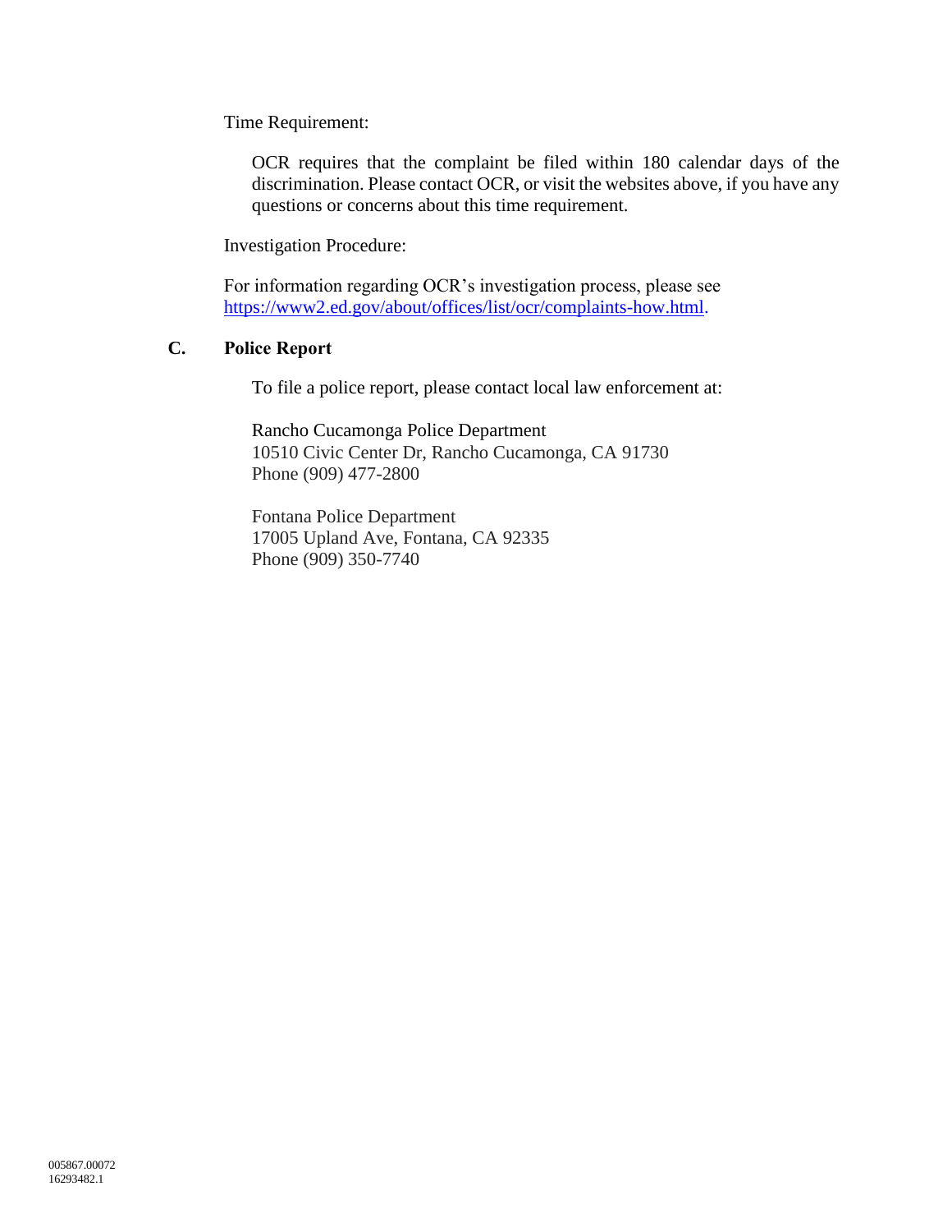Time Requirement:

OCR requires that the complaint be filed within 180 calendar days of the discrimination. Please contact OCR, or visit the websites above, if you have any questions or concerns about this time requirement.

Investigation Procedure:

For information regarding OCR's investigation process, please see https://www2.ed.gov/about/offices/list/ocr/complaints-how.html.

## C. Police Report

To file a police report, please contact local law enforcement at:

Rancho Cucamonga Police Department
10510 Civic Center Dr, Rancho Cucamonga, CA 91730
Phone (909) 477-2800

Fontana Police Department
17005 Upland Ave, Fontana, CA 92335
Phone (909) 350-7740

005867.00072
16293482.1